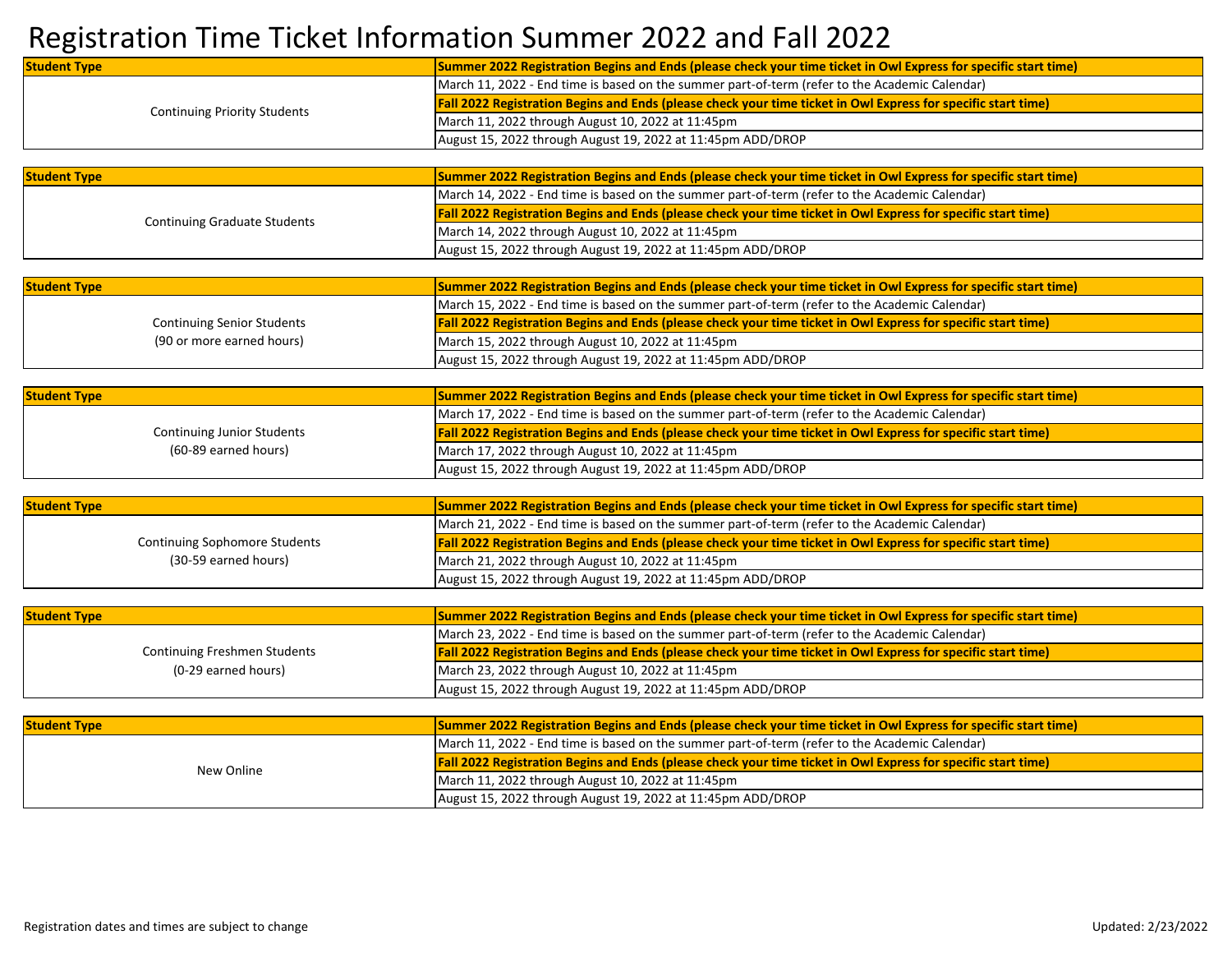# Registration Time Ticket Information Summer 2022 and Fall 2022

| Student Type | Summer 2022 Registration Begins and Ends (please check your time ticket in Owl Express for specific start time) |
|---|---|
| Continuing Priority Students | March 11, 2022 - End time is based on the summer part-of-term (refer to the Academic Calendar) |
| | **Fall 2022 Registration Begins and Ends (please check your time ticket in Owl Express for specific start time)** |
| | March 11, 2022 through August 10, 2022 at 11:45pm |
| | August 15, 2022 through August 19, 2022 at 11:45pm ADD/DROP |

| Student Type | Summer 2022 Registration Begins and Ends (please check your time ticket in Owl Express for specific start time) |
|---|---|
| Continuing Graduate Students | March 14, 2022 - End time is based on the summer part-of-term (refer to the Academic Calendar) |
| | **Fall 2022 Registration Begins and Ends (please check your time ticket in Owl Express for specific start time)** |
| | March 14, 2022 through August 10, 2022 at 11:45pm |
| | August 15, 2022 through August 19, 2022 at 11:45pm ADD/DROP |

| Student Type | Summer 2022 Registration Begins and Ends (please check your time ticket in Owl Express for specific start time) |
|---|---|
| Continuing Senior Students (90 or more earned hours) | March 15, 2022 - End time is based on the summer part-of-term (refer to the Academic Calendar) |
| | **Fall 2022 Registration Begins and Ends (please check your time ticket in Owl Express for specific start time)** |
| | March 15, 2022 through August 10, 2022 at 11:45pm |
| | August 15, 2022 through August 19, 2022 at 11:45pm ADD/DROP |

| Student Type | Summer 2022 Registration Begins and Ends (please check your time ticket in Owl Express for specific start time) |
|---|---|
| Continuing Junior Students (60-89 earned hours) | March 17, 2022 - End time is based on the summer part-of-term (refer to the Academic Calendar) |
| | **Fall 2022 Registration Begins and Ends (please check your time ticket in Owl Express for specific start time)** |
| | March 17, 2022 through August 10, 2022 at 11:45pm |
| | August 15, 2022 through August 19, 2022 at 11:45pm ADD/DROP |

| Student Type | Summer 2022 Registration Begins and Ends (please check your time ticket in Owl Express for specific start time) |
|---|---|
| Continuing Sophomore Students (30-59 earned hours) | March 21, 2022 - End time is based on the summer part-of-term (refer to the Academic Calendar) |
| | **Fall 2022 Registration Begins and Ends (please check your time ticket in Owl Express for specific start time)** |
| | March 21, 2022 through August 10, 2022 at 11:45pm |
| | August 15, 2022 through August 19, 2022 at 11:45pm ADD/DROP |

| Student Type | Summer 2022 Registration Begins and Ends (please check your time ticket in Owl Express for specific start time) |
|---|---|
| Continuing Freshmen Students (0-29 earned hours) | March 23, 2022 - End time is based on the summer part-of-term (refer to the Academic Calendar) |
| | **Fall 2022 Registration Begins and Ends (please check your time ticket in Owl Express for specific start time)** |
| | March 23, 2022 through August 10, 2022 at 11:45pm |
| | August 15, 2022 through August 19, 2022 at 11:45pm ADD/DROP |

| Student Type | Summer 2022 Registration Begins and Ends (please check your time ticket in Owl Express for specific start time) |
|---|---|
| New Online | March 11, 2022 - End time is based on the summer part-of-term (refer to the Academic Calendar) |
| | **Fall 2022 Registration Begins and Ends (please check your time ticket in Owl Express for specific start time)** |
| | March 11, 2022 through August 10, 2022 at 11:45pm |
| | August 15, 2022 through August 19, 2022 at 11:45pm ADD/DROP |

Registration dates and times are subject to change

Updated: 2/23/2022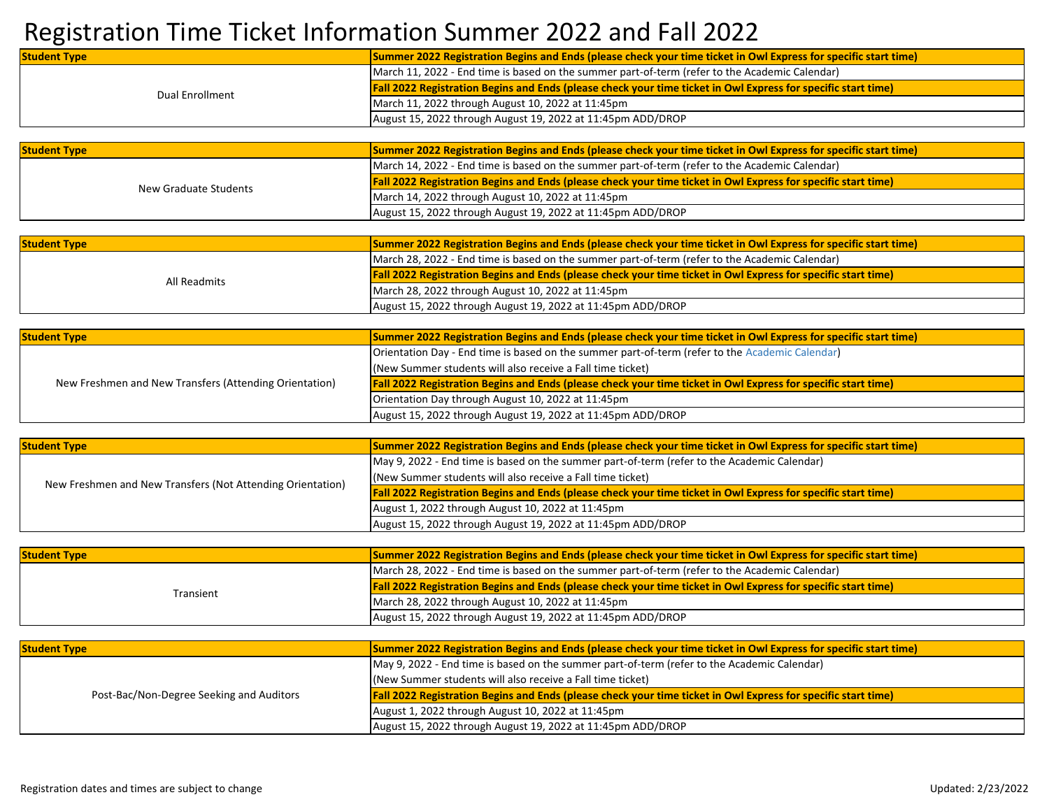# Registration Time Ticket Information Summer 2022 and Fall 2022

| Student Type | Summer 2022 Registration Begins and Ends (please check your time ticket in Owl Express for specific start time) |
|---|---|
| Dual Enrollment | March 11, 2022 - End time is based on the summer part-of-term (refer to the Academic Calendar) |
| | **Fall 2022 Registration Begins and Ends (please check your time ticket in Owl Express for specific start time)** |
| | March 11, 2022 through August 10, 2022 at 11:45pm |
| | August 15, 2022 through August 19, 2022 at 11:45pm ADD/DROP |

| Student Type | Summer 2022 Registration Begins and Ends (please check your time ticket in Owl Express for specific start time) |
|---|---|
| New Graduate Students | March 14, 2022 - End time is based on the summer part-of-term (refer to the Academic Calendar) |
| | **Fall 2022 Registration Begins and Ends (please check your time ticket in Owl Express for specific start time)** |
| | March 14, 2022 through August 10, 2022 at 11:45pm |
| | August 15, 2022 through August 19, 2022 at 11:45pm ADD/DROP |

| Student Type | Summer 2022 Registration Begins and Ends (please check your time ticket in Owl Express for specific start time) |
|---|---|
| All Readmits | March 28, 2022 - End time is based on the summer part-of-term (refer to the Academic Calendar) |
| | **Fall 2022 Registration Begins and Ends (please check your time ticket in Owl Express for specific start time)** |
| | March 28, 2022 through August 10, 2022 at 11:45pm |
| | August 15, 2022 through August 19, 2022 at 11:45pm ADD/DROP |

| Student Type | Summer 2022 Registration Begins and Ends (please check your time ticket in Owl Express for specific start time) |
|---|---|
| New Freshmen and New Transfers (Attending Orientation) | Orientation Day - End time is based on the summer part-of-term (refer to the Academic Calendar) |
| | (New Summer students will also receive a Fall time ticket) |
| | **Fall 2022 Registration Begins and Ends (please check your time ticket in Owl Express for specific start time)** |
| | Orientation Day through August 10, 2022 at 11:45pm |
| | August 15, 2022 through August 19, 2022 at 11:45pm ADD/DROP |

| Student Type | Summer 2022 Registration Begins and Ends (please check your time ticket in Owl Express for specific start time) |
|---|---|
| New Freshmen and New Transfers (Not Attending Orientation) | May 9, 2022 - End time is based on the summer part-of-term (refer to the Academic Calendar) |
| | (New Summer students will also receive a Fall time ticket) |
| | **Fall 2022 Registration Begins and Ends (please check your time ticket in Owl Express for specific start time)** |
| | August 1, 2022 through August 10, 2022 at 11:45pm |
| | August 15, 2022 through August 19, 2022 at 11:45pm ADD/DROP |

| Student Type | Summer 2022 Registration Begins and Ends (please check your time ticket in Owl Express for specific start time) |
|---|---|
| Transient | March 28, 2022 - End time is based on the summer part-of-term (refer to the Academic Calendar) |
| | **Fall 2022 Registration Begins and Ends (please check your time ticket in Owl Express for specific start time)** |
| | March 28, 2022 through August 10, 2022 at 11:45pm |
| | August 15, 2022 through August 19, 2022 at 11:45pm ADD/DROP |

| Student Type | Summer 2022 Registration Begins and Ends (please check your time ticket in Owl Express for specific start time) |
|---|---|
| Post-Bac/Non-Degree Seeking and Auditors | May 9, 2022 - End time is based on the summer part-of-term (refer to the Academic Calendar) |
| | (New Summer students will also receive a Fall time ticket) |
| | **Fall 2022 Registration Begins and Ends (please check your time ticket in Owl Express for specific start time)** |
| | August 1, 2022 through August 10, 2022 at 11:45pm |
| | August 15, 2022 through August 19, 2022 at 11:45pm ADD/DROP |

Registration dates and times are subject to change

Updated: 2/23/2022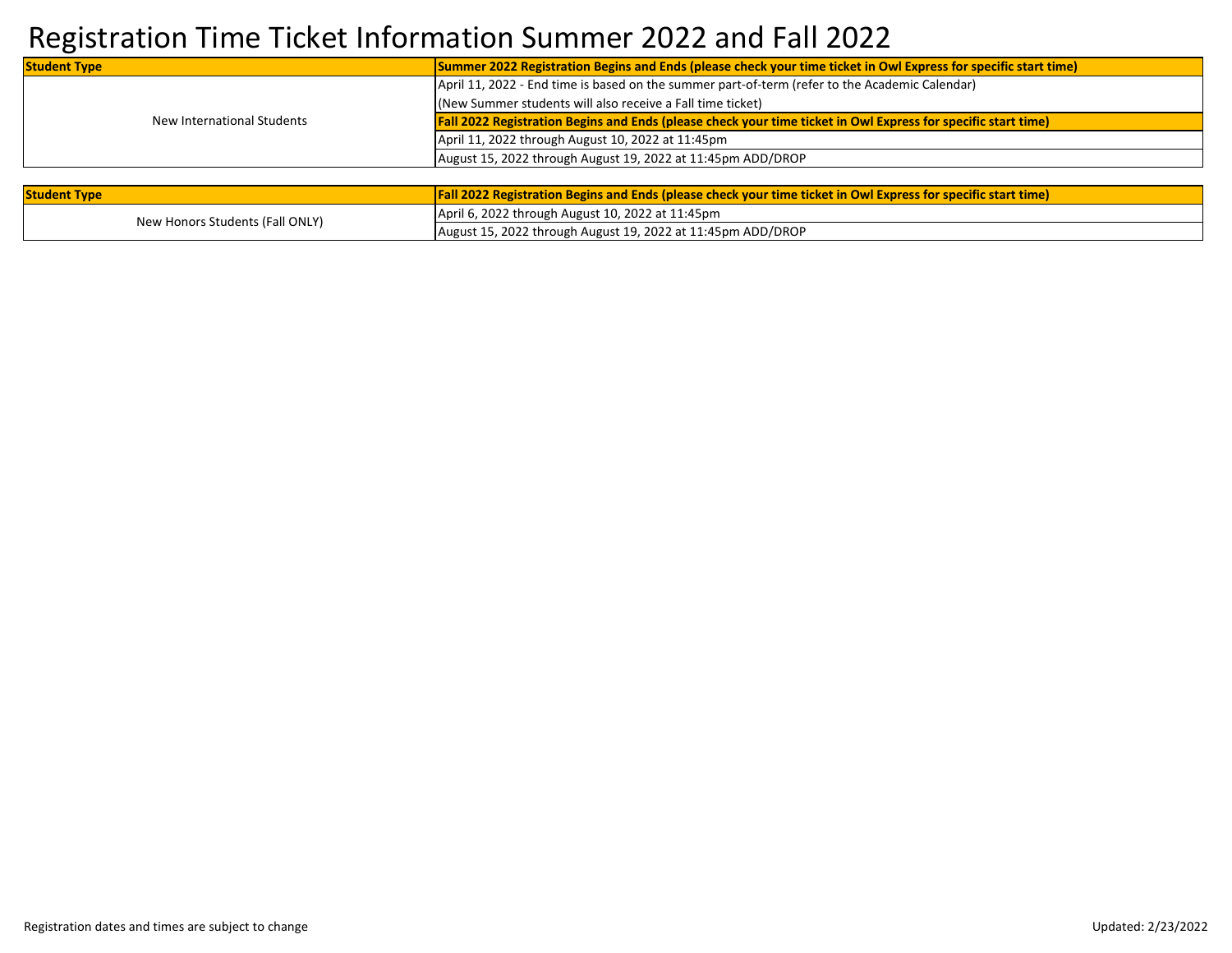# Registration Time Ticket Information Summer 2022 and Fall 2022

| Student Type | Summer 2022 Registration Begins and Ends (please check your time ticket in Owl Express for specific start time) |
|---|---|
| New International Students | April 11, 2022 - End time is based on the summer part-of-term (refer to the Academic Calendar) |
| | (New Summer students will also receive a Fall time ticket) |
| | **Fall 2022 Registration Begins and Ends (please check your time ticket in Owl Express for specific start time)** |
| | April 11, 2022 through August 10, 2022 at 11:45pm |
| | August 15, 2022 through August 19, 2022 at 11:45pm ADD/DROP |

| Student Type | Fall 2022 Registration Begins and Ends (please check your time ticket in Owl Express for specific start time) |
|---|---|
| New Honors Students (Fall ONLY) | April 6, 2022 through August 10, 2022 at 11:45pm |
| | August 15, 2022 through August 19, 2022 at 11:45pm ADD/DROP |

Registration dates and times are subject to change

Updated: 2/23/2022